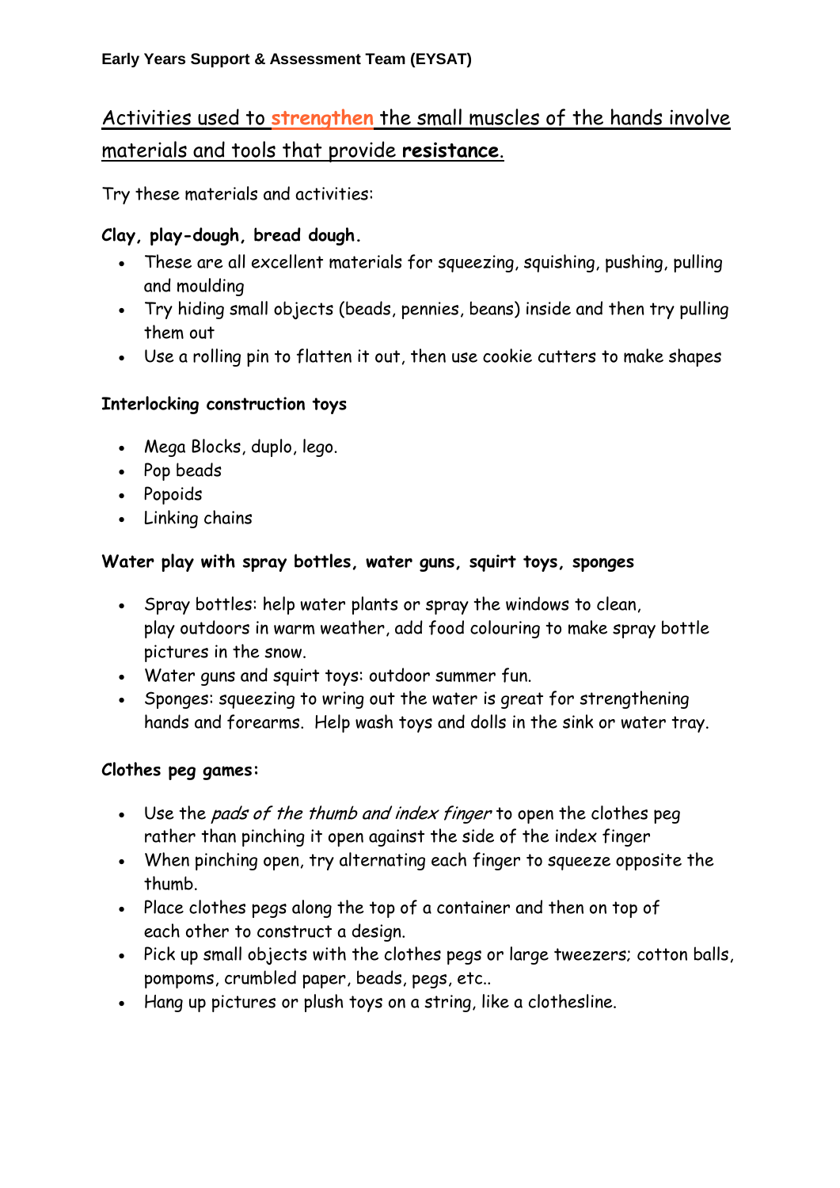**Early Years Support & Assessment Team (EYSAT)**

# Activities used to **strengthen** the small muscles of the hands involve materials and tools that provide **resistance**.

Try these materials and activities:

**Clay, play-dough, bread dough.**

- These are all excellent materials for squeezing, squishing, pushing, pulling and moulding
- Try hiding small objects (beads, pennies, beans) inside and then try pulling them out
- Use a rolling pin to flatten it out, then use cookie cutters to make shapes

**Interlocking construction toys**

- Mega Blocks, duplo, lego.
- Pop beads
- Popoids
- Linking chains

**Water play with spray bottles, water guns, squirt toys, sponges**

- Spray bottles: help water plants or spray the windows to clean, play outdoors in warm weather, add food colouring to make spray bottle pictures in the snow.
- Water guns and squirt toys: outdoor summer fun.
- Sponges: squeezing to wring out the water is great for strengthening hands and forearms. Help wash toys and dolls in the sink or water tray.

**Clothes peg games:**

- Use the *pads of the thumb and index finger* to open the clothes peg rather than pinching it open against the side of the index finger
- When pinching open, try alternating each finger to squeeze opposite the thumb.
- Place clothes pegs along the top of a container and then on top of each other to construct a design.
- Pick up small objects with the clothes pegs or large tweezers; cotton balls, pompoms, crumbled paper, beads, pegs, etc..
- Hang up pictures or plush toys on a string, like a clothesline.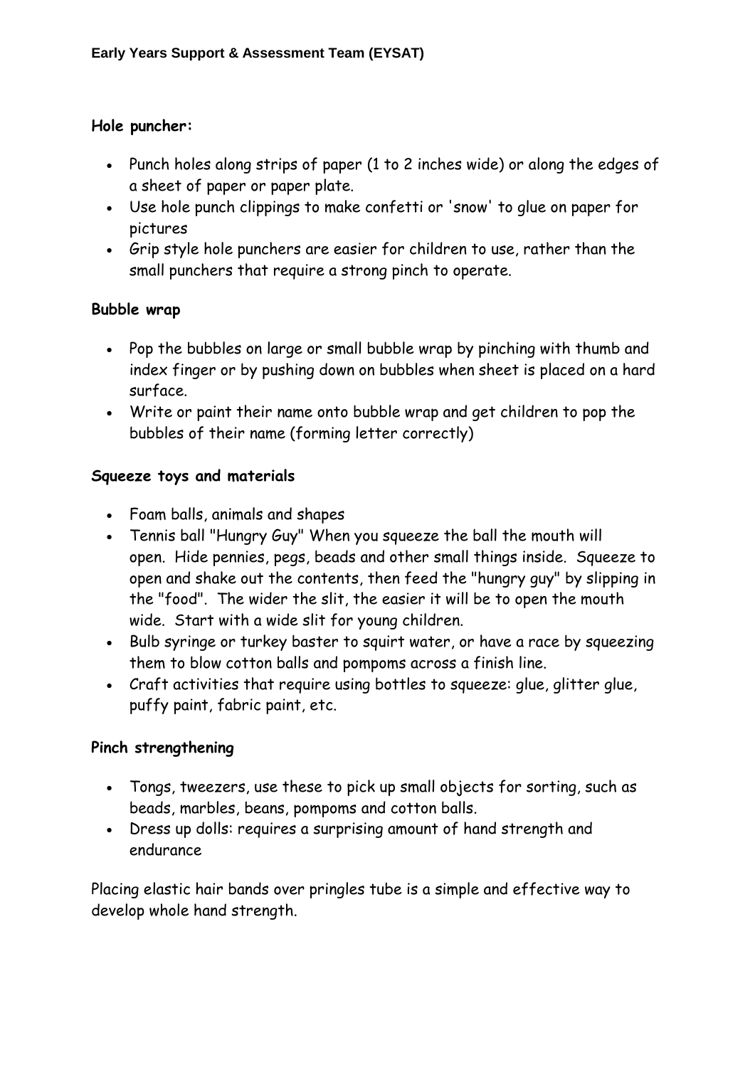**Hole puncher:**

- Punch holes along strips of paper (1 to 2 inches wide) or along the edges of a sheet of paper or paper plate.
- Use hole punch clippings to make confetti or 'snow' to glue on paper for pictures
- Grip style hole punchers are easier for children to use, rather than the small punchers that require a strong pinch to operate.

**Bubble wrap**

- Pop the bubbles on large or small bubble wrap by pinching with thumb and index finger or by pushing down on bubbles when sheet is placed on a hard surface.
- Write or paint their name onto bubble wrap and get children to pop the bubbles of their name (forming letter correctly)

**Squeeze toys and materials**

- Foam balls, animals and shapes
- Tennis ball "Hungry Guy" When you squeeze the ball the mouth will open. Hide pennies, pegs, beads and other small things inside. Squeeze to open and shake out the contents, then feed the "hungry guy" by slipping in the "food". The wider the slit, the easier it will be to open the mouth wide. Start with a wide slit for young children.
- Bulb syringe or turkey baster to squirt water, or have a race by squeezing them to blow cotton balls and pompoms across a finish line.
- Craft activities that require using bottles to squeeze: glue, glitter glue, puffy paint, fabric paint, etc.

**Pinch strengthening**

- Tongs, tweezers, use these to pick up small objects for sorting, such as beads, marbles, beans, pompoms and cotton balls.
- Dress up dolls: requires a surprising amount of hand strength and endurance

Placing elastic hair bands over pringles tube is a simple and effective way to develop whole hand strength.